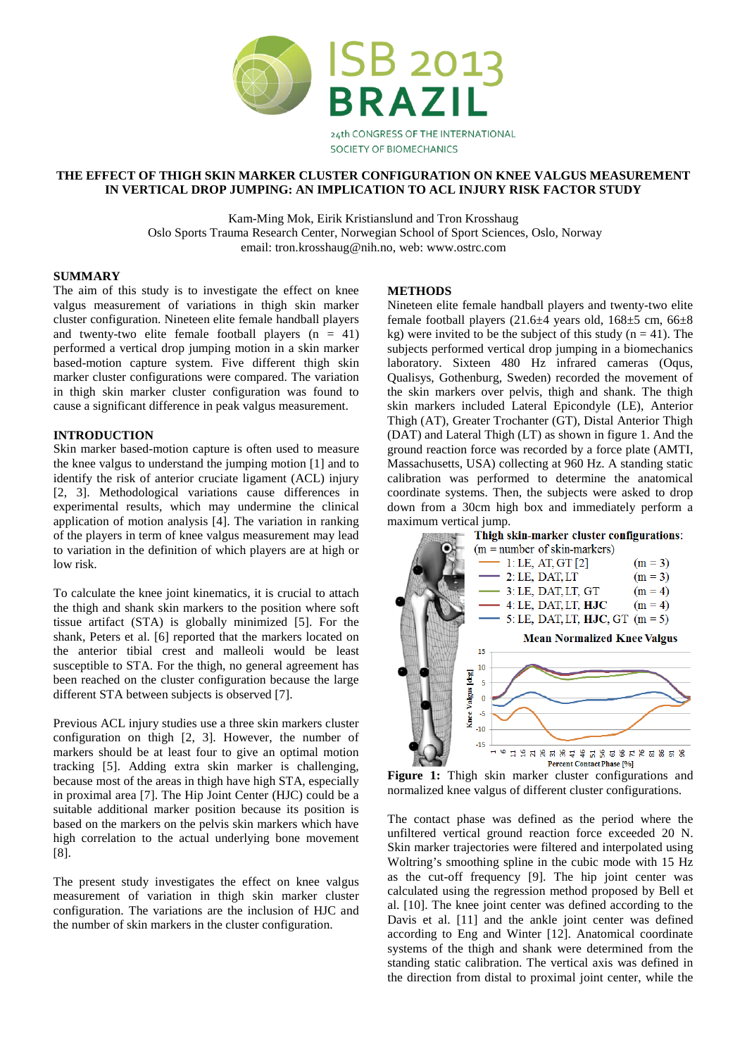# THE EFFECT OF THIGH SKIN MARKER CLUSTER CONFIGURATION ON KNEE VALGUS MEASUREMENT IN VERTICAL DROP JUMPING: AN IMPLICATION TO ACL INJURY RISK FACTOR STUDY

Kam-Ming Mok, Eirik Kristianslund and Tron Krosshaug
Oslo Sports Trauma Research Center, Norwegian School of Sport Sciences, Oslo, Norway
email: tron.krosshaug@nih.no, web: www.ostrc.com

## SUMMARY

The aim of this study is to investigate the effect on knee valgus measurement of variations in thigh skin marker cluster configuration. Nineteen elite female handball players and twenty-two elite female football players (n = 41) performed a vertical drop jumping motion in a skin marker based-motion capture system. Five different thigh skin marker cluster configurations were compared. The variation in thigh skin marker cluster configuration was found to cause a significant difference in peak valgus measurement.

## INTRODUCTION

Skin marker based-motion capture is often used to measure the knee valgus to understand the jumping motion [1] and to identify the risk of anterior cruciate ligament (ACL) injury [2, 3]. Methodological variations cause differences in experimental results, which may undermine the clinical application of motion analysis [4]. The variation in ranking of the players in term of knee valgus measurement may lead to variation in the definition of which players are at high or low risk.

To calculate the knee joint kinematics, it is crucial to attach the thigh and shank skin markers to the position where soft tissue artifact (STA) is globally minimized [5]. For the shank, Peters et al. [6] reported that the markers located on the anterior tibial crest and malleoli would be least susceptible to STA. For the thigh, no general agreement has been reached on the cluster configuration because the large different STA between subjects is observed [7].

Previous ACL injury studies use a three skin markers cluster configuration on thigh [2, 3]. However, the number of markers should be at least four to give an optimal motion tracking [5]. Adding extra skin marker is challenging, because most of the areas in thigh have high STA, especially in proximal area [7]. The Hip Joint Center (HJC) could be a suitable additional marker position because its position is based on the markers on the pelvis skin markers which have high correlation to the actual underlying bone movement [8].

The present study investigates the effect on knee valgus measurement of variation in thigh skin marker cluster configuration. The variations are the inclusion of HJC and the number of skin markers in the cluster configuration.

## METHODS

Nineteen elite female handball players and twenty-two elite female football players (21.6±4 years old, 168±5 cm, 66±8 kg) were invited to be the subject of this study (n = 41). The subjects performed vertical drop jumping in a biomechanics laboratory. Sixteen 480 Hz infrared cameras (Oqus, Qualisys, Gothenburg, Sweden) recorded the movement of the skin markers over pelvis, thigh and shank. The thigh skin markers included Lateral Epicondyle (LE), Anterior Thigh (AT), Greater Trochanter (GT), Distal Anterior Thigh (DAT) and Lateral Thigh (LT) as shown in figure 1. And the ground reaction force was recorded by a force plate (AMTI, Massachusetts, USA) collecting at 960 Hz. A standing static calibration was performed to determine the anatomical coordinate systems. Then, the subjects were asked to drop down from a 30cm high box and immediately perform a maximum vertical jump.

**Thigh skin-marker cluster configurations:**
(m = number of skin-markers)
1: LE, AT, GT [2] (m = 3)
2: LE, DAT, LT (m = 3)
3: LE, DAT, LT, GT (m = 4)
4: LE, DAT, LT, **HJC** (m = 4)
5: LE, DAT, LT, **HJC**, GT (m = 5)

**Mean Normalized Knee Valgus**

Knee Valgus [deg]
15
10
5
0
-5
-10
-15
1 6 11 16 21 26 31 36 41 46 51 56 61 66 71 76 81 86 91 96
Percent Contact Phase [%]

**Figure 1:** Thigh skin marker cluster configurations and normalized knee valgus of different cluster configurations.

The contact phase was defined as the period where the unfiltered vertical ground reaction force exceeded 20 N. Skin marker trajectories were filtered and interpolated using Woltring's smoothing spline in the cubic mode with 15 Hz as the cut-off frequency [9]. The hip joint center was calculated using the regression method proposed by Bell et al. [10]. The knee joint center was defined according to the Davis et al. [11] and the ankle joint center was defined according to Eng and Winter [12]. Anatomical coordinate systems of the thigh and shank were determined from the standing static calibration. The vertical axis was defined in the direction from distal to proximal joint center, while the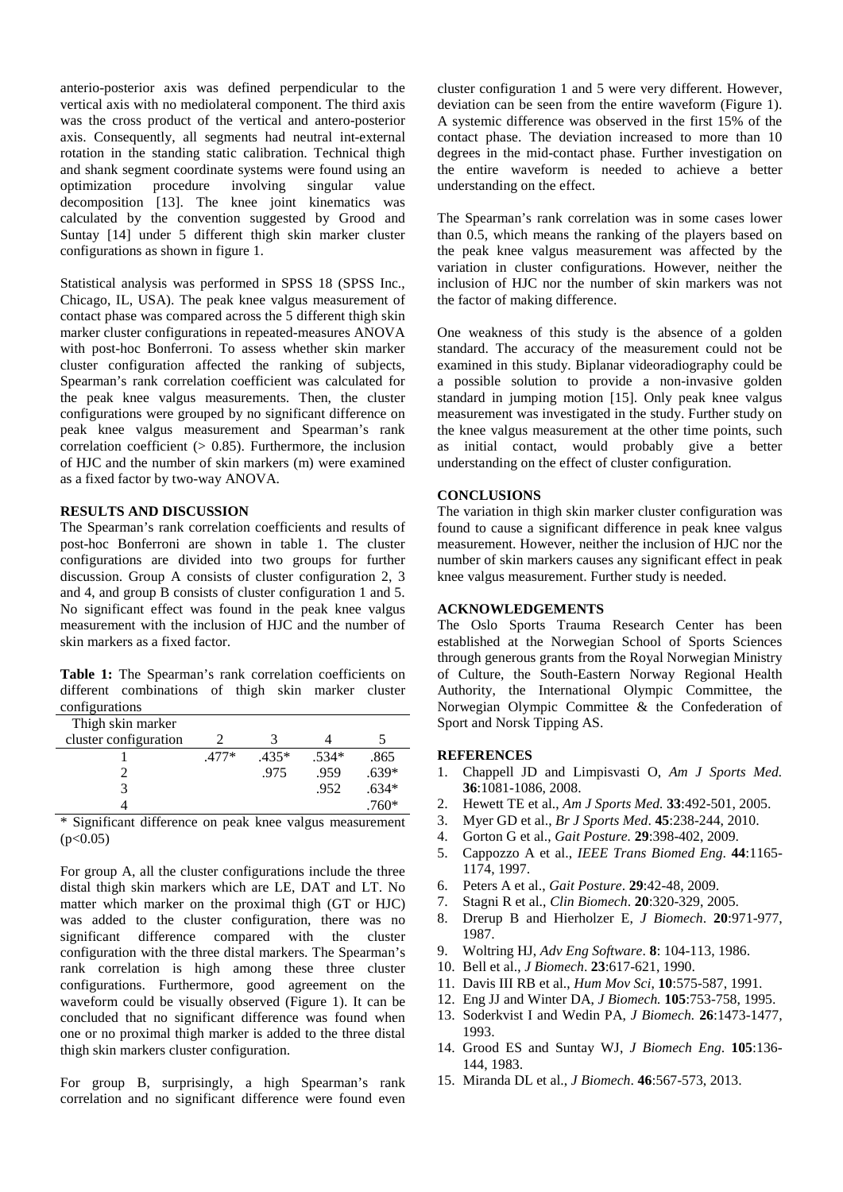anterio-posterior axis was defined perpendicular to the vertical axis with no mediolateral component. The third axis was the cross product of the vertical and antero-posterior axis. Consequently, all segments had neutral int-external rotation in the standing static calibration. Technical thigh and shank segment coordinate systems were found using an optimization procedure involving singular value decomposition [13]. The knee joint kinematics was calculated by the convention suggested by Grood and Suntay [14] under 5 different thigh skin marker cluster configurations as shown in figure 1.

Statistical analysis was performed in SPSS 18 (SPSS Inc., Chicago, IL, USA). The peak knee valgus measurement of contact phase was compared across the 5 different thigh skin marker cluster configurations in repeated-measures ANOVA with post-hoc Bonferroni. To assess whether skin marker cluster configuration affected the ranking of subjects, Spearman's rank correlation coefficient was calculated for the peak knee valgus measurements. Then, the cluster configurations were grouped by no significant difference on peak knee valgus measurement and Spearman's rank correlation coefficient (> 0.85). Furthermore, the inclusion of HJC and the number of skin markers (m) were examined as a fixed factor by two-way ANOVA.

## RESULTS AND DISCUSSION

The Spearman's rank correlation coefficients and results of post-hoc Bonferroni are shown in table 1. The cluster configurations are divided into two groups for further discussion. Group A consists of cluster configuration 2, 3 and 4, and group B consists of cluster configuration 1 and 5. No significant effect was found in the peak knee valgus measurement with the inclusion of HJC and the number of skin markers as a fixed factor.

**Table 1:** The Spearman's rank correlation coefficients on different combinations of thigh skin marker cluster configurations

| Thigh skin marker cluster configuration | 2 | 3 | 4 | 5 |
|---|---|---|---|---|
| 1 | .477* | .435* | .534* | .865 |
| 2 | | .975 | .959 | .639* |
| 3 | | | .952 | .634* |
| 4 | | | | .760* |

* Significant difference on peak knee valgus measurement ($p<0.05$)

For group A, all the cluster configurations include the three distal thigh skin markers which are LE, DAT and LT. No matter which marker on the proximal thigh (GT or HJC) was added to the cluster configuration, there was no significant difference compared with the cluster configuration with the three distal markers. The Spearman's rank correlation is high among these three cluster configurations. Furthermore, good agreement on the waveform could be visually observed (Figure 1). It can be concluded that no significant difference was found when one or no proximal thigh marker is added to the three distal thigh skin markers cluster configuration.

For group B, surprisingly, a high Spearman's rank correlation and no significant difference were found even cluster configuration 1 and 5 were very different. However, deviation can be seen from the entire waveform (Figure 1). A systemic difference was observed in the first 15% of the contact phase. The deviation increased to more than 10 degrees in the mid-contact phase. Further investigation on the entire waveform is needed to achieve a better understanding on the effect.

The Spearman's rank correlation was in some cases lower than 0.5, which means the ranking of the players based on the peak knee valgus measurement was affected by the variation in cluster configurations. However, neither the inclusion of HJC nor the number of skin markers was not the factor of making difference.

One weakness of this study is the absence of a golden standard. The accuracy of the measurement could not be examined in this study. Biplanar videoradiography could be a possible solution to provide a non-invasive golden standard in jumping motion [15]. Only peak knee valgus measurement was investigated in the study. Further study on the knee valgus measurement at the other time points, such as initial contact, would probably give a better understanding on the effect of cluster configuration.

## CONCLUSIONS

The variation in thigh skin marker cluster configuration was found to cause a significant difference in peak knee valgus measurement. However, neither the inclusion of HJC nor the number of skin markers causes any significant effect in peak knee valgus measurement. Further study is needed.

## ACKNOWLEDGEMENTS

The Oslo Sports Trauma Research Center has been established at the Norwegian School of Sports Sciences through generous grants from the Royal Norwegian Ministry of Culture, the South-Eastern Norway Regional Health Authority, the International Olympic Committee, the Norwegian Olympic Committee & the Confederation of Sport and Norsk Tipping AS.

## REFERENCES

1. Chappell JD and Limpisvasti O, *Am J Sports Med.* **36**:1081-1086, 2008.
2. Hewett TE et al., *Am J Sports Med.* **33**:492-501, 2005.
3. Myer GD et al., *Br J Sports Med*. **45**:238-244, 2010.
4. Gorton G et al., *Gait Posture.* **29**:398-402, 2009.
5. Cappozzo A et al., *IEEE Trans Biomed Eng.* **44**:1165-1174, 1997.
6. Peters A et al., *Gait Posture*. **29**:42-48, 2009.
7. Stagni R et al., *Clin Biomech*. **20**:320-329, 2005.
8. Drerup B and Hierholzer E, *J Biomech*. **20**:971-977, 1987.
9. Woltring HJ, *Adv Eng Software*. **8**: 104-113, 1986.
10. Bell et al., *J Biomech*. **23**:617-621, 1990.
11. Davis III RB et al., *Hum Mov Sci*, **10**:575-587, 1991.
12. Eng JJ and Winter DA, *J Biomech.* **105**:753-758, 1995.
13. Soderkvist I and Wedin PA, *J Biomech.* **26**:1473-1477, 1993.
14. Grood ES and Suntay WJ, *J Biomech Eng*. **105**:136-144, 1983.
15. Miranda DL et al., *J Biomech*. **46**:567-573, 2013.